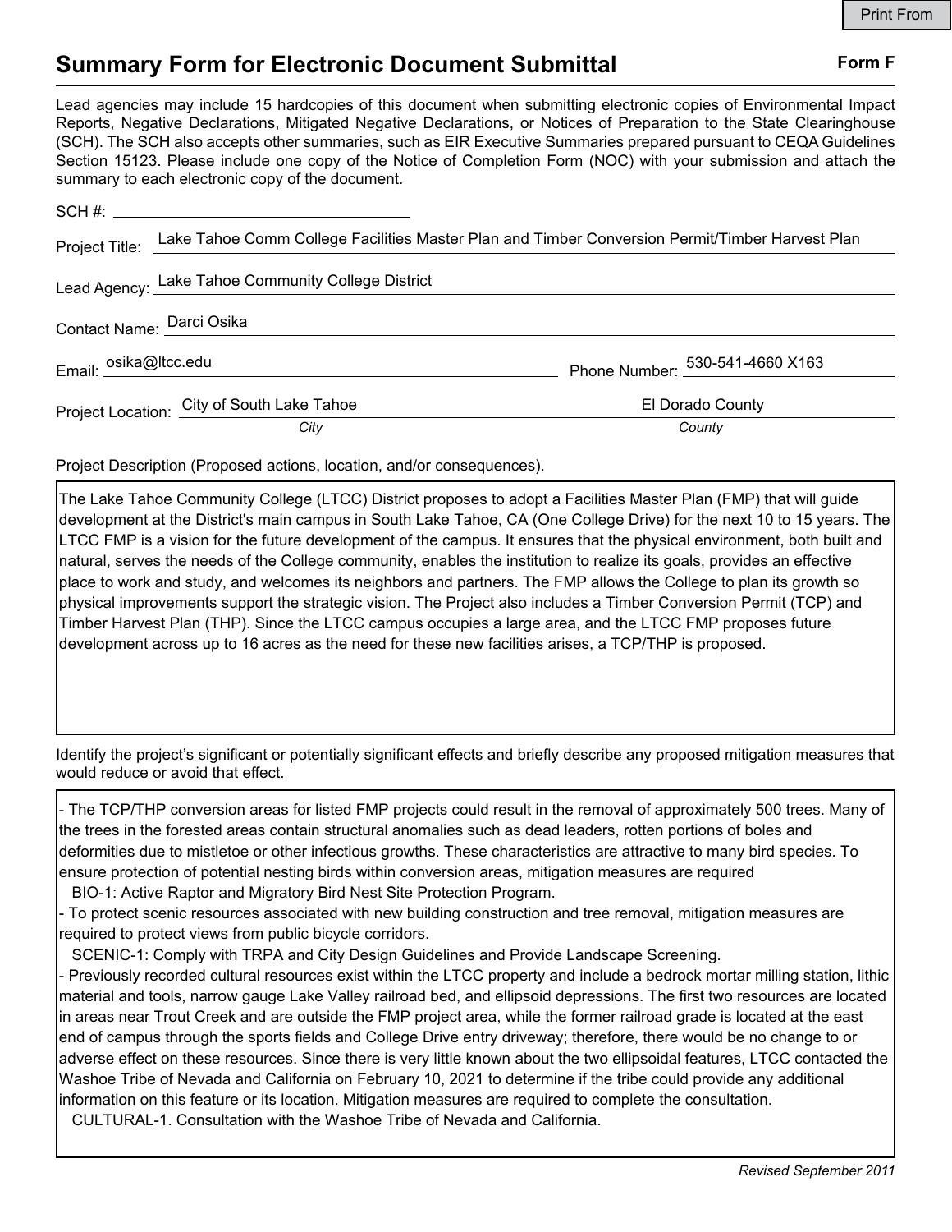Print From

# Summary Form for Electronic Document Submittal

**Form F**

Lead agencies may include 15 hardcopies of this document when submitting electronic copies of Environmental Impact Reports, Negative Declarations, Mitigated Negative Declarations, or Notices of Preparation to the State Clearinghouse (SCH). The SCH also accepts other summaries, such as EIR Executive Summaries prepared pursuant to CEQA Guidelines Section 15123. Please include one copy of the Notice of Completion Form (NOC) with your submission and attach the summary to each electronic copy of the document.

SCH #: 

Project Title: Lake Tahoe Comm College Facilities Master Plan and Timber Conversion Permit/Timber Harvest Plan

Lead Agency: Lake Tahoe Community College District

Contact Name: Darci Osika

Email: osika@ltcc.edu    Phone Number: 530-541-4660 X163

Project Location: City of South Lake Tahoe (*City*)    El Dorado County (*County*)

Project Description (Proposed actions, location, and/or consequences).

The Lake Tahoe Community College (LTCC) District proposes to adopt a Facilities Master Plan (FMP) that will guide development at the District's main campus in South Lake Tahoe, CA (One College Drive) for the next 10 to 15 years. The LTCC FMP is a vision for the future development of the campus. It ensures that the physical environment, both built and natural, serves the needs of the College community, enables the institution to realize its goals, provides an effective place to work and study, and welcomes its neighbors and partners. The FMP allows the College to plan its growth so physical improvements support the strategic vision. The Project also includes a Timber Conversion Permit (TCP) and Timber Harvest Plan (THP). Since the LTCC campus occupies a large area, and the LTCC FMP proposes future development across up to 16 acres as the need for these new facilities arises, a TCP/THP is proposed.

Identify the project's significant or potentially significant effects and briefly describe any proposed mitigation measures that would reduce or avoid that effect.

- The TCP/THP conversion areas for listed FMP projects could result in the removal of approximately 500 trees. Many of the trees in the forested areas contain structural anomalies such as dead leaders, rotten portions of boles and deformities due to mistletoe or other infectious growths. These characteristics are attractive to many bird species. To ensure protection of potential nesting birds within conversion areas, mitigation measures are required
  BIO-1: Active Raptor and Migratory Bird Nest Site Protection Program.
- To protect scenic resources associated with new building construction and tree removal, mitigation measures are required to protect views from public bicycle corridors.
  SCENIC-1: Comply with TRPA and City Design Guidelines and Provide Landscape Screening.
- Previously recorded cultural resources exist within the LTCC property and include a bedrock mortar milling station, lithic material and tools, narrow gauge Lake Valley railroad bed, and ellipsoid depressions. The first two resources are located in areas near Trout Creek and are outside the FMP project area, while the former railroad grade is located at the east end of campus through the sports fields and College Drive entry driveway; therefore, there would be no change to or adverse effect on these resources. Since there is very little known about the two ellipsoidal features, LTCC contacted the Washoe Tribe of Nevada and California on February 10, 2021 to determine if the tribe could provide any additional information on this feature or its location. Mitigation measures are required to complete the consultation.
  CULTURAL-1. Consultation with the Washoe Tribe of Nevada and California.

*Revised September 2011*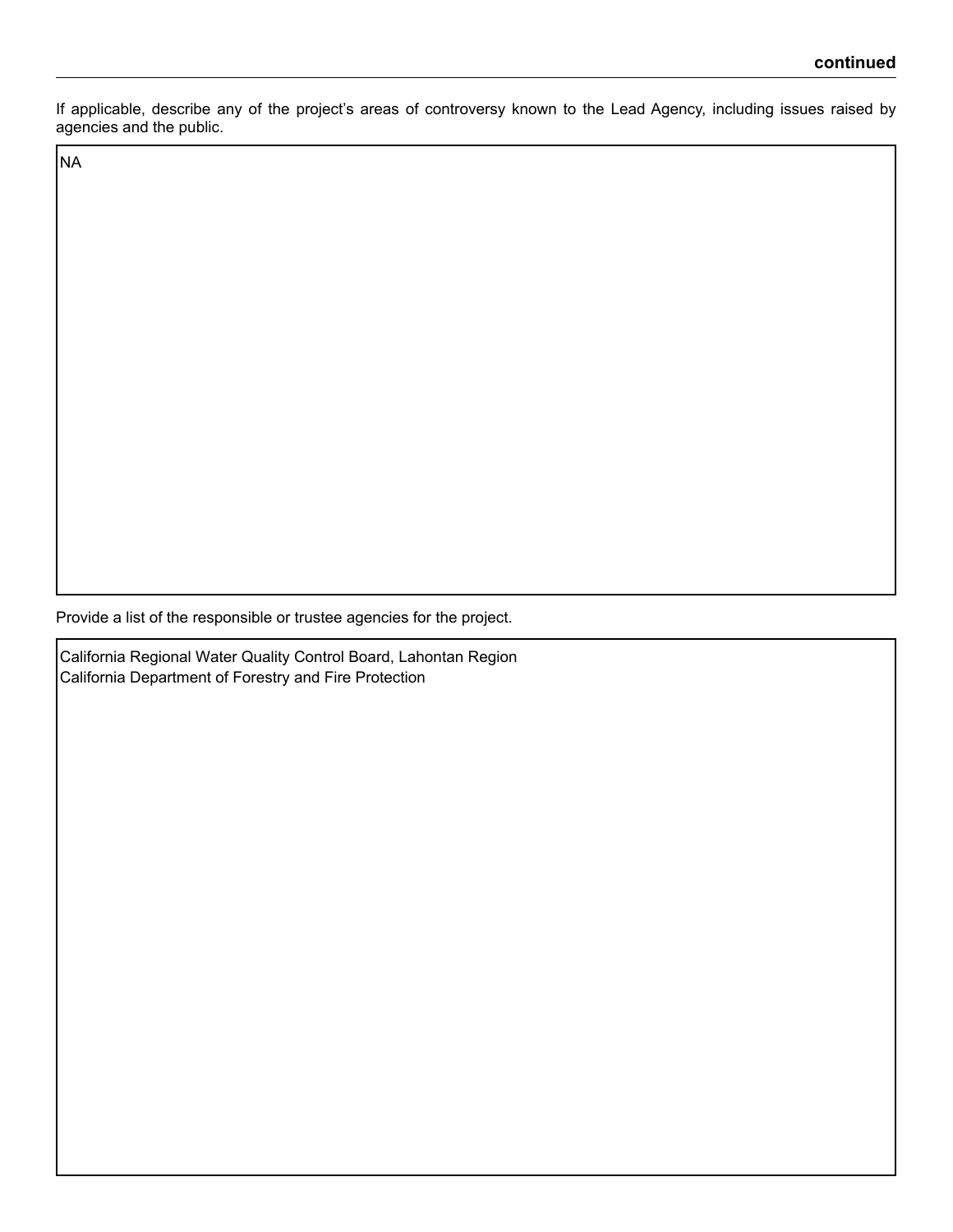**continued**

If applicable, describe any of the project's areas of controversy known to the Lead Agency, including issues raised by agencies and the public.

NA

Provide a list of the responsible or trustee agencies for the project.

California Regional Water Quality Control Board, Lahontan Region
California Department of Forestry and Fire Protection